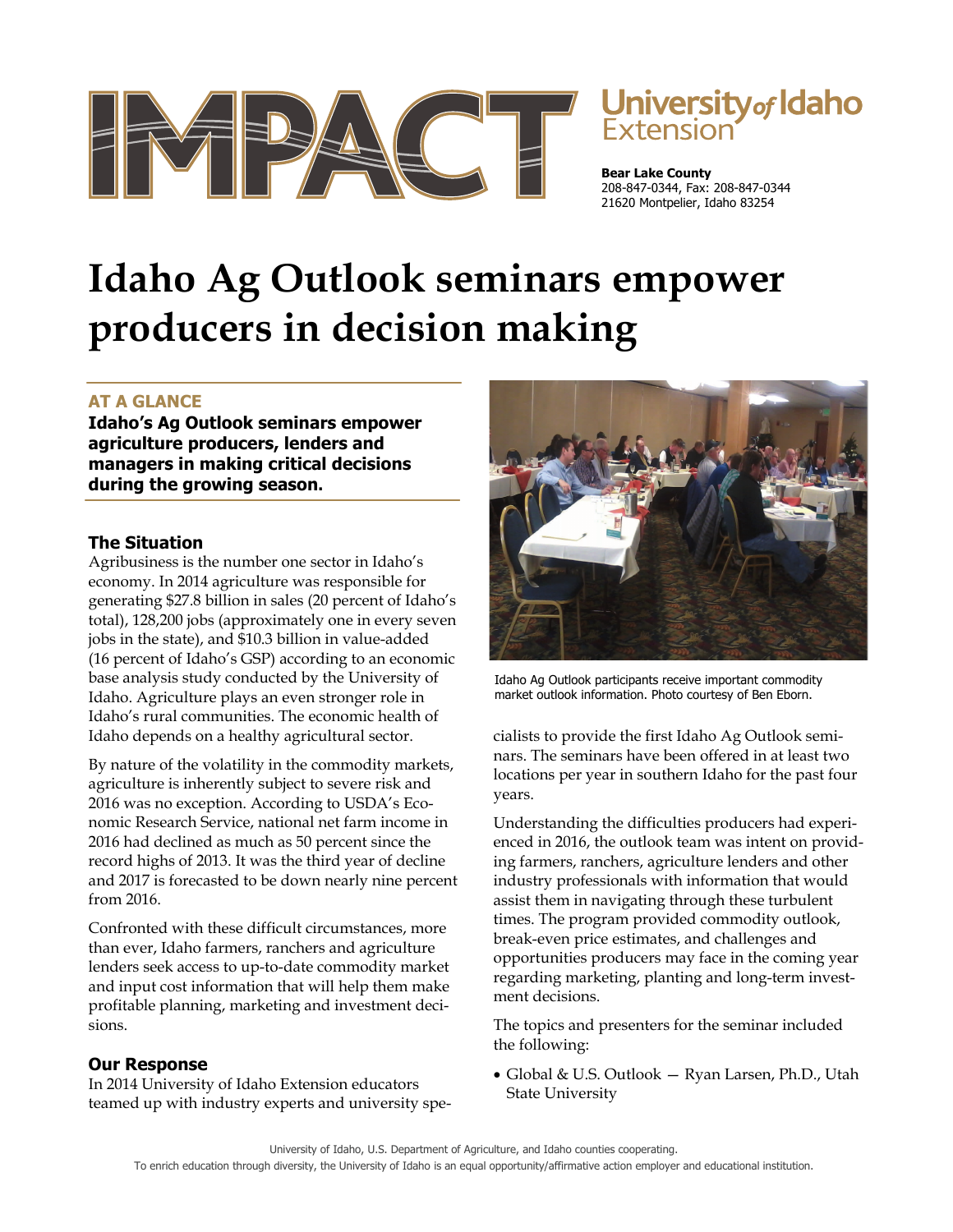IMPACT

University of Idaho Extension

**Bear Lake County**
208-847-0344, Fax: 208-847-0344
21620 Montpelier, Idaho 83254

# Idaho Ag Outlook seminars empower producers in decision making

## AT A GLANCE

**Idaho's Ag Outlook seminars empower agriculture producers, lenders and managers in making critical decisions during the growing season.**

### The Situation

Agribusiness is the number one sector in Idaho's economy. In 2014 agriculture was responsible for generating $27.8 billion in sales (20 percent of Idaho's total), 128,200 jobs (approximately one in every seven jobs in the state), and $10.3 billion in value-added (16 percent of Idaho's GSP) according to an economic base analysis study conducted by the University of Idaho. Agriculture plays an even stronger role in Idaho's rural communities. The economic health of Idaho depends on a healthy agricultural sector.

By nature of the volatility in the commodity markets, agriculture is inherently subject to severe risk and 2016 was no exception. According to USDA's Economic Research Service, national net farm income in 2016 had declined as much as 50 percent since the record highs of 2013. It was the third year of decline and 2017 is forecasted to be down nearly nine percent from 2016.

Confronted with these difficult circumstances, more than ever, Idaho farmers, ranchers and agriculture lenders seek access to up-to-date commodity market and input cost information that will help them make profitable planning, marketing and investment decisions.

### Our Response

In 2014 University of Idaho Extension educators teamed up with industry experts and university specialists to provide the first Idaho Ag Outlook seminars. The seminars have been offered in at least two locations per year in southern Idaho for the past four years.

Idaho Ag Outlook participants receive important commodity market outlook information. Photo courtesy of Ben Eborn.

Understanding the difficulties producers had experienced in 2016, the outlook team was intent on providing farmers, ranchers, agriculture lenders and other industry professionals with information that would assist them in navigating through these turbulent times. The program provided commodity outlook, break-even price estimates, and challenges and opportunities producers may face in the coming year regarding marketing, planting and long-term investment decisions.

The topics and presenters for the seminar included the following:

- Global & U.S. Outlook — Ryan Larsen, Ph.D., Utah State University

University of Idaho, U.S. Department of Agriculture, and Idaho counties cooperating.
To enrich education through diversity, the University of Idaho is an equal opportunity/affirmative action employer and educational institution.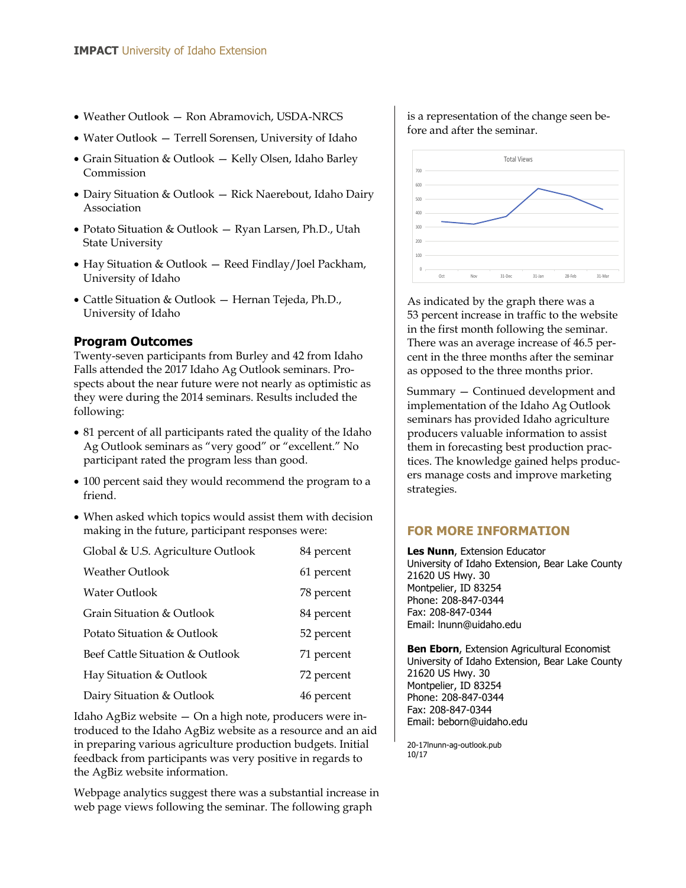- Weather Outlook — Ron Abramovich, USDA-NRCS
- Water Outlook — Terrell Sorensen, University of Idaho
- Grain Situation & Outlook — Kelly Olsen, Idaho Barley Commission
- Dairy Situation & Outlook — Rick Naerebout, Idaho Dairy Association
- Potato Situation & Outlook — Ryan Larsen, Ph.D., Utah State University
- Hay Situation & Outlook — Reed Findlay/Joel Packham, University of Idaho
- Cattle Situation & Outlook — Hernan Tejeda, Ph.D., University of Idaho

## Program Outcomes

Twenty-seven participants from Burley and 42 from Idaho Falls attended the 2017 Idaho Ag Outlook seminars. Prospects about the near future were not nearly as optimistic as they were during the 2014 seminars. Results included the following:

- 81 percent of all participants rated the quality of the Idaho Ag Outlook seminars as "very good" or "excellent." No participant rated the program less than good.
- 100 percent said they would recommend the program to a friend.
- When asked which topics would assist them with decision making in the future, participant responses were:

| | |
|---|---|
| Global & U.S. Agriculture Outlook | 84 percent |
| Weather Outlook | 61 percent |
| Water Outlook | 78 percent |
| Grain Situation & Outlook | 84 percent |
| Potato Situation & Outlook | 52 percent |
| Beef Cattle Situation & Outlook | 71 percent |
| Hay Situation & Outlook | 72 percent |
| Dairy Situation & Outlook | 46 percent |

Idaho AgBiz website — On a high note, producers were introduced to the Idaho AgBiz website as a resource and an aid in preparing various agriculture production budgets. Initial feedback from participants was very positive in regards to the AgBiz website information.

Webpage analytics suggest there was a substantial increase in web page views following the seminar. The following graph is a representation of the change seen before and after the seminar.

Total Views

700
600
500
400
300
200
100
0

Oct
Nov
31-Dec
31-Jan
28-Feb
31-Mar

As indicated by the graph there was a 53 percent increase in traffic to the website in the first month following the seminar. There was an average increase of 46.5 percent in the three months after the seminar as opposed to the three months prior.

Summary — Continued development and implementation of the Idaho Ag Outlook seminars has provided Idaho agriculture producers valuable information to assist them in forecasting best production practices. The knowledge gained helps producers manage costs and improve marketing strategies.

## FOR MORE INFORMATION

**Les Nunn**, Extension Educator
University of Idaho Extension, Bear Lake County
21620 US Hwy. 30
Montpelier, ID 83254
Phone: 208-847-0344
Fax: 208-847-0344
Email: lnunn@uidaho.edu

**Ben Eborn**, Extension Agricultural Economist
University of Idaho Extension, Bear Lake County
21620 US Hwy. 30
Montpelier, ID 83254
Phone: 208-847-0344
Fax: 208-847-0344
Email: beborn@uidaho.edu

20-17lnunn-ag-outlook.pub
10/17